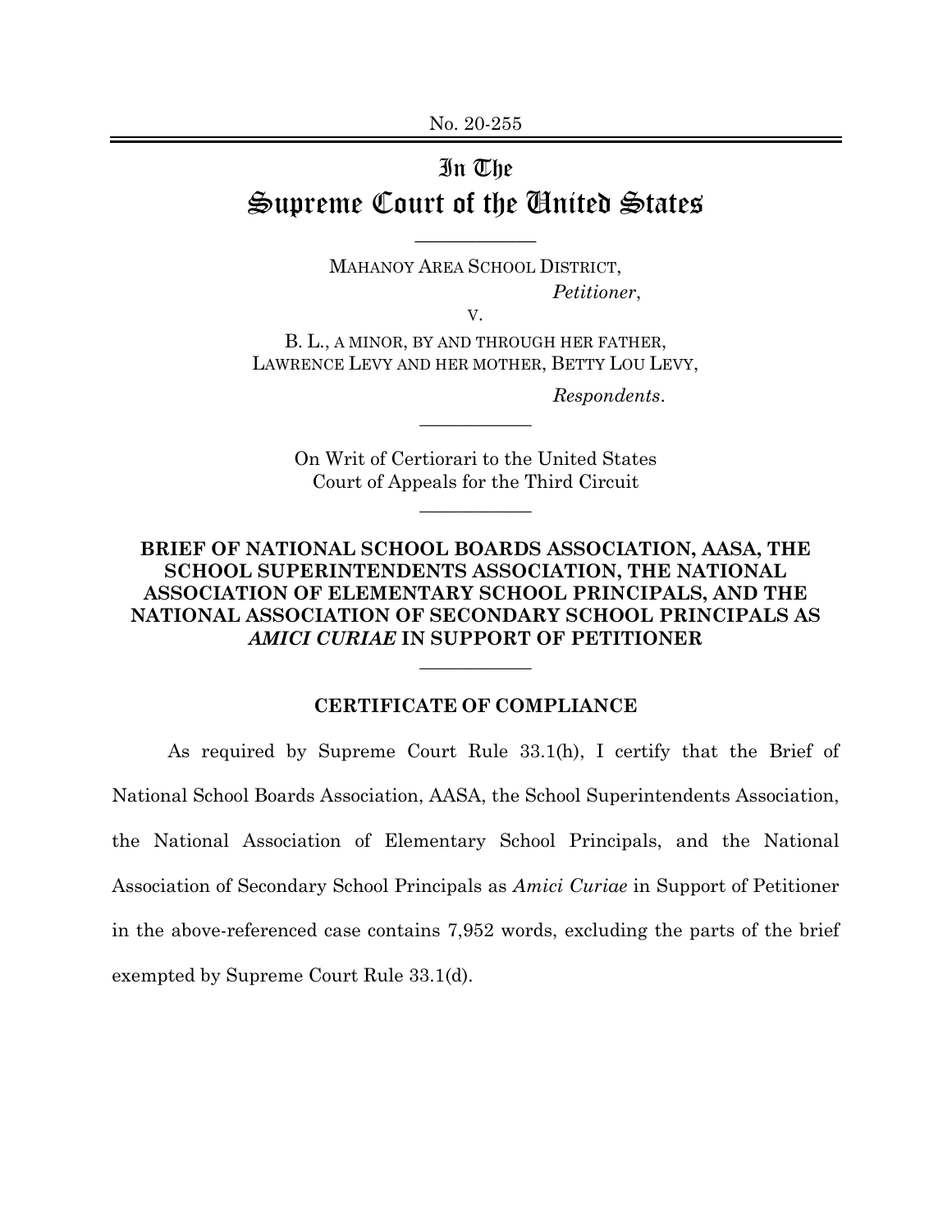No. 20-255

# In The Supreme Court of the United States

MAHANOY AREA SCHOOL DISTRICT,

*Petitioner*,

v.

B. L., A MINOR, BY AND THROUGH HER FATHER, LAWRENCE LEVY AND HER MOTHER, BETTY LOU LEVY,

*Respondents*.

On Writ of Certiorari to the United States Court of Appeals for the Third Circuit

## BRIEF OF NATIONAL SCHOOL BOARDS ASSOCIATION, AASA, THE SCHOOL SUPERINTENDENTS ASSOCIATION, THE NATIONAL ASSOCIATION OF ELEMENTARY SCHOOL PRINCIPALS, AND THE NATIONAL ASSOCIATION OF SECONDARY SCHOOL PRINCIPALS AS *AMICI CURIAE* IN SUPPORT OF PETITIONER

### CERTIFICATE OF COMPLIANCE

As required by Supreme Court Rule 33.1(h), I certify that the Brief of National School Boards Association, AASA, the School Superintendents Association, the National Association of Elementary School Principals, and the National Association of Secondary School Principals as *Amici Curiae* in Support of Petitioner in the above-referenced case contains 7,952 words, excluding the parts of the brief exempted by Supreme Court Rule 33.1(d).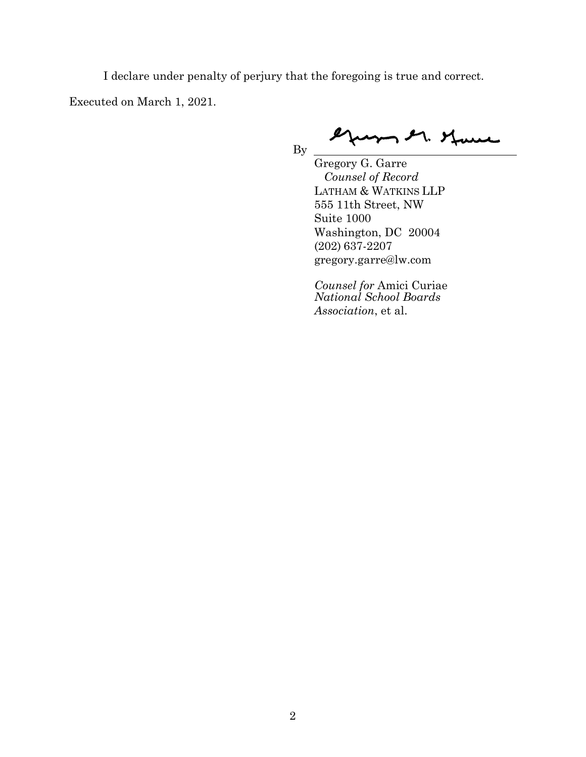I declare under penalty of perjury that the foregoing is true and correct.

Executed on March 1, 2021.

By ______________________________

Gregory G. Garre  
*Counsel of Record*  
LATHAM & WATKINS LLP  
555 11th Street, NW  
Suite 1000  
Washington, DC 20004  
(202) 637-2207  
gregory.garre@lw.com

*Counsel for* Amici Curiae  
*National School Boards Association*, et al.